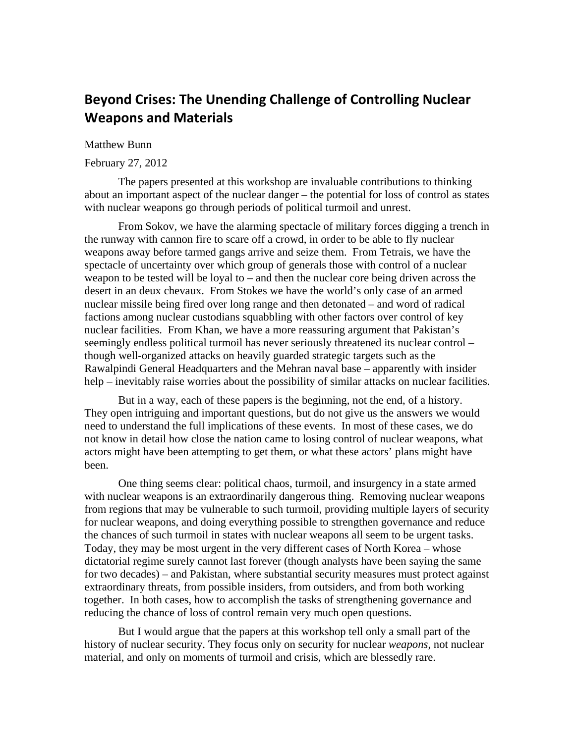# Beyond Crises: The Unending Challenge of Controlling Nuclear Weapons and Materials

Matthew Bunn

February 27, 2012

The papers presented at this workshop are invaluable contributions to thinking about an important aspect of the nuclear danger – the potential for loss of control as states with nuclear weapons go through periods of political turmoil and unrest.

From Sokov, we have the alarming spectacle of military forces digging a trench in the runway with cannon fire to scare off a crowd, in order to be able to fly nuclear weapons away before tarmed gangs arrive and seize them. From Tetrais, we have the spectacle of uncertainty over which group of generals those with control of a nuclear weapon to be tested will be loyal to – and then the nuclear core being driven across the desert in an deux chevaux. From Stokes we have the world's only case of an armed nuclear missile being fired over long range and then detonated – and word of radical factions among nuclear custodians squabbling with other factors over control of key nuclear facilities. From Khan, we have a more reassuring argument that Pakistan's seemingly endless political turmoil has never seriously threatened its nuclear control – though well-organized attacks on heavily guarded strategic targets such as the Rawalpindi General Headquarters and the Mehran naval base – apparently with insider help – inevitably raise worries about the possibility of similar attacks on nuclear facilities.

But in a way, each of these papers is the beginning, not the end, of a history. They open intriguing and important questions, but do not give us the answers we would need to understand the full implications of these events. In most of these cases, we do not know in detail how close the nation came to losing control of nuclear weapons, what actors might have been attempting to get them, or what these actors' plans might have been.

One thing seems clear: political chaos, turmoil, and insurgency in a state armed with nuclear weapons is an extraordinarily dangerous thing. Removing nuclear weapons from regions that may be vulnerable to such turmoil, providing multiple layers of security for nuclear weapons, and doing everything possible to strengthen governance and reduce the chances of such turmoil in states with nuclear weapons all seem to be urgent tasks. Today, they may be most urgent in the very different cases of North Korea – whose dictatorial regime surely cannot last forever (though analysts have been saying the same for two decades) – and Pakistan, where substantial security measures must protect against extraordinary threats, from possible insiders, from outsiders, and from both working together. In both cases, how to accomplish the tasks of strengthening governance and reducing the chance of loss of control remain very much open questions.

But I would argue that the papers at this workshop tell only a small part of the history of nuclear security. They focus only on security for nuclear *weapons*, not nuclear material, and only on moments of turmoil and crisis, which are blessedly rare.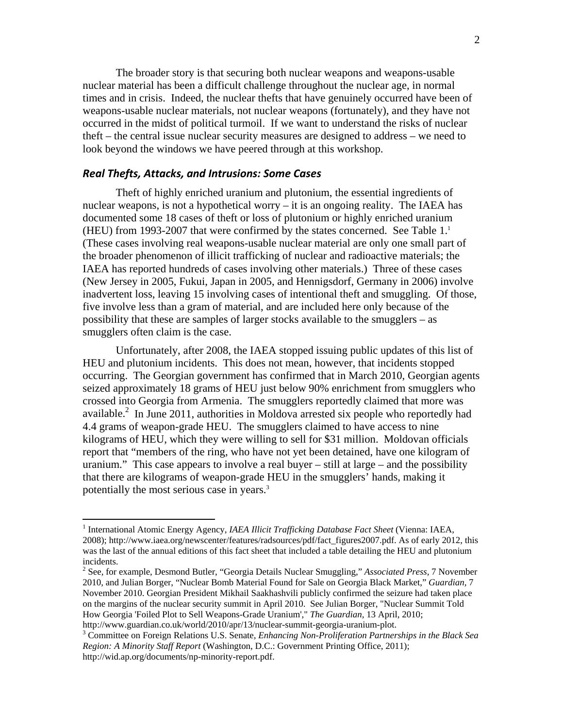The broader story is that securing both nuclear weapons and weapons-usable nuclear material has been a difficult challenge throughout the nuclear age, in normal times and in crisis. Indeed, the nuclear thefts that have genuinely occurred have been of weapons-usable nuclear materials, not nuclear weapons (fortunately), and they have not occurred in the midst of political turmoil. If we want to understand the risks of nuclear theft – the central issue nuclear security measures are designed to address – we need to look beyond the windows we have peered through at this workshop.

### *Real Thefts, Attacks, and Intrusions: Some Cases*

Theft of highly enriched uranium and plutonium, the essential ingredients of nuclear weapons, is not a hypothetical worry – it is an ongoing reality. The IAEA has documented some 18 cases of theft or loss of plutonium or highly enriched uranium (HEU) from 1993-2007 that were confirmed by the states concerned. See Table 1.[1] (These cases involving real weapons-usable nuclear material are only one small part of the broader phenomenon of illicit trafficking of nuclear and radioactive materials; the IAEA has reported hundreds of cases involving other materials.) Three of these cases (New Jersey in 2005, Fukui, Japan in 2005, and Hennigsdorf, Germany in 2006) involve inadvertent loss, leaving 15 involving cases of intentional theft and smuggling. Of those, five involve less than a gram of material, and are included here only because of the possibility that these are samples of larger stocks available to the smugglers – as smugglers often claim is the case.

Unfortunately, after 2008, the IAEA stopped issuing public updates of this list of HEU and plutonium incidents. This does not mean, however, that incidents stopped occurring. The Georgian government has confirmed that in March 2010, Georgian agents seized approximately 18 grams of HEU just below 90% enrichment from smugglers who crossed into Georgia from Armenia. The smugglers reportedly claimed that more was available.[2] In June 2011, authorities in Moldova arrested six people who reportedly had 4.4 grams of weapon-grade HEU. The smugglers claimed to have access to nine kilograms of HEU, which they were willing to sell for $31 million. Moldovan officials report that "members of the ring, who have not yet been detained, have one kilogram of uranium." This case appears to involve a real buyer – still at large – and the possibility that there are kilograms of weapon-grade HEU in the smugglers' hands, making it potentially the most serious case in years.[3]

---

[1] International Atomic Energy Agency, *IAEA Illicit Trafficking Database Fact Sheet* (Vienna: IAEA, 2008); http://www.iaea.org/newscenter/features/radsources/pdf/fact_figures2007.pdf. As of early 2012, this was the last of the annual editions of this fact sheet that included a table detailing the HEU and plutonium incidents.

[2] See, for example, Desmond Butler, "Georgia Details Nuclear Smuggling," *Associated Press,* 7 November 2010, and Julian Borger, "Nuclear Bomb Material Found for Sale on Georgia Black Market," *Guardian,* 7 November 2010. Georgian President Mikhail Saakhashvili publicly confirmed the seizure had taken place on the margins of the nuclear security summit in April 2010. See Julian Borger, "Nuclear Summit Told How Georgia 'Foiled Plot to Sell Weapons-Grade Uranium'," *The Guardian*, 13 April, 2010; http://www.guardian.co.uk/world/2010/apr/13/nuclear-summit-georgia-uranium-plot.

[3] Committee on Foreign Relations U.S. Senate, *Enhancing Non-Proliferation Partnerships in the Black Sea Region: A Minority Staff Report* (Washington, D.C.: Government Printing Office, 2011); http://wid.ap.org/documents/np-minority-report.pdf.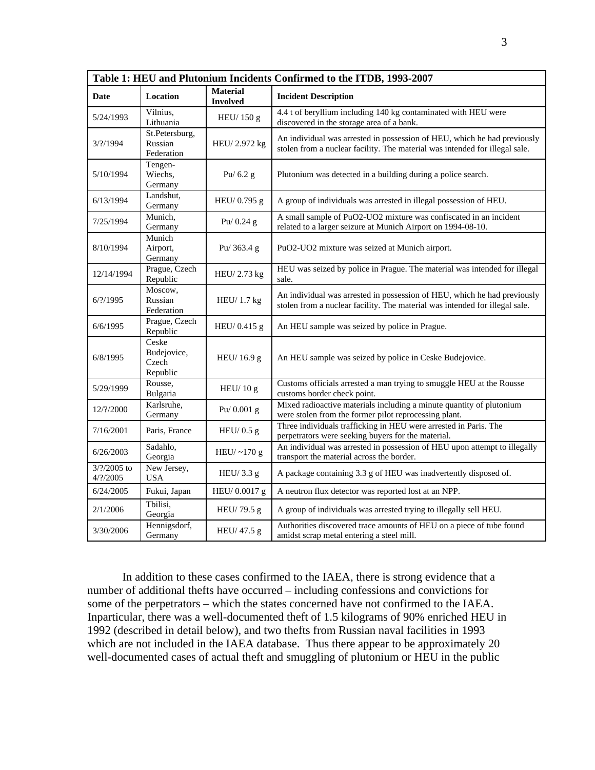| Table 1: HEU and Plutonium Incidents Confirmed to the ITDB, 1993-2007 | | | |
|---|---|---|---|
| **Date** | **Location** | **Material Involved** | **Incident Description** |
| 5/24/1993 | Vilnius, Lithuania | HEU/ 150 g | 4.4 t of beryllium including 140 kg contaminated with HEU were discovered in the storage area of a bank. |
| 3/?/1994 | St.Petersburg, Russian Federation | HEU/ 2.972 kg | An individual was arrested in possession of HEU, which he had previously stolen from a nuclear facility. The material was intended for illegal sale. |
| 5/10/1994 | Tengen-Wiechs, Germany | Pu/ 6.2 g | Plutonium was detected in a building during a police search. |
| 6/13/1994 | Landshut, Germany | HEU/ 0.795 g | A group of individuals was arrested in illegal possession of HEU. |
| 7/25/1994 | Munich, Germany | Pu/ 0.24 g | A small sample of PuO2-UO2 mixture was confiscated in an incident related to a larger seizure at Munich Airport on 1994-08-10. |
| 8/10/1994 | Munich Airport, Germany | Pu/ 363.4 g | PuO2-UO2 mixture was seized at Munich airport. |
| 12/14/1994 | Prague, Czech Republic | HEU/ 2.73 kg | HEU was seized by police in Prague. The material was intended for illegal sale. |
| 6/?/1995 | Moscow, Russian Federation | HEU/ 1.7 kg | An individual was arrested in possession of HEU, which he had previously stolen from a nuclear facility. The material was intended for illegal sale. |
| 6/6/1995 | Prague, Czech Republic | HEU/ 0.415 g | An HEU sample was seized by police in Prague. |
| 6/8/1995 | Ceske Budejovice, Czech Republic | HEU/ 16.9 g | An HEU sample was seized by police in Ceske Budejovice. |
| 5/29/1999 | Rousse, Bulgaria | HEU/ 10 g | Customs officials arrested a man trying to smuggle HEU at the Rousse customs border check point. |
| 12/?/2000 | Karlsruhe, Germany | Pu/ 0.001 g | Mixed radioactive materials including a minute quantity of plutonium were stolen from the former pilot reprocessing plant. |
| 7/16/2001 | Paris, France | HEU/ 0.5 g | Three individuals trafficking in HEU were arrested in Paris. The perpetrators were seeking buyers for the material. |
| 6/26/2003 | Sadahlo, Georgia | HEU/ ~170 g | An individual was arrested in possession of HEU upon attempt to illegally transport the material across the border. |
| 3/?/2005 to 4/?/2005 | New Jersey, USA | HEU/ 3.3 g | A package containing 3.3 g of HEU was inadvertently disposed of. |
| 6/24/2005 | Fukui, Japan | HEU/ 0.0017 g | A neutron flux detector was reported lost at an NPP. |
| 2/1/2006 | Tbilisi, Georgia | HEU/ 79.5 g | A group of individuals was arrested trying to illegally sell HEU. |
| 3/30/2006 | Hennigsdorf, Germany | HEU/ 47.5 g | Authorities discovered trace amounts of HEU on a piece of tube found amidst scrap metal entering a steel mill. |

In addition to these cases confirmed to the IAEA, there is strong evidence that a number of additional thefts have occurred – including confessions and convictions for some of the perpetrators – which the states concerned have not confirmed to the IAEA. Inparticular, there was a well-documented theft of 1.5 kilograms of 90% enriched HEU in 1992 (described in detail below), and two thefts from Russian naval facilities in 1993 which are not included in the IAEA database. Thus there appear to be approximately 20 well-documented cases of actual theft and smuggling of plutonium or HEU in the public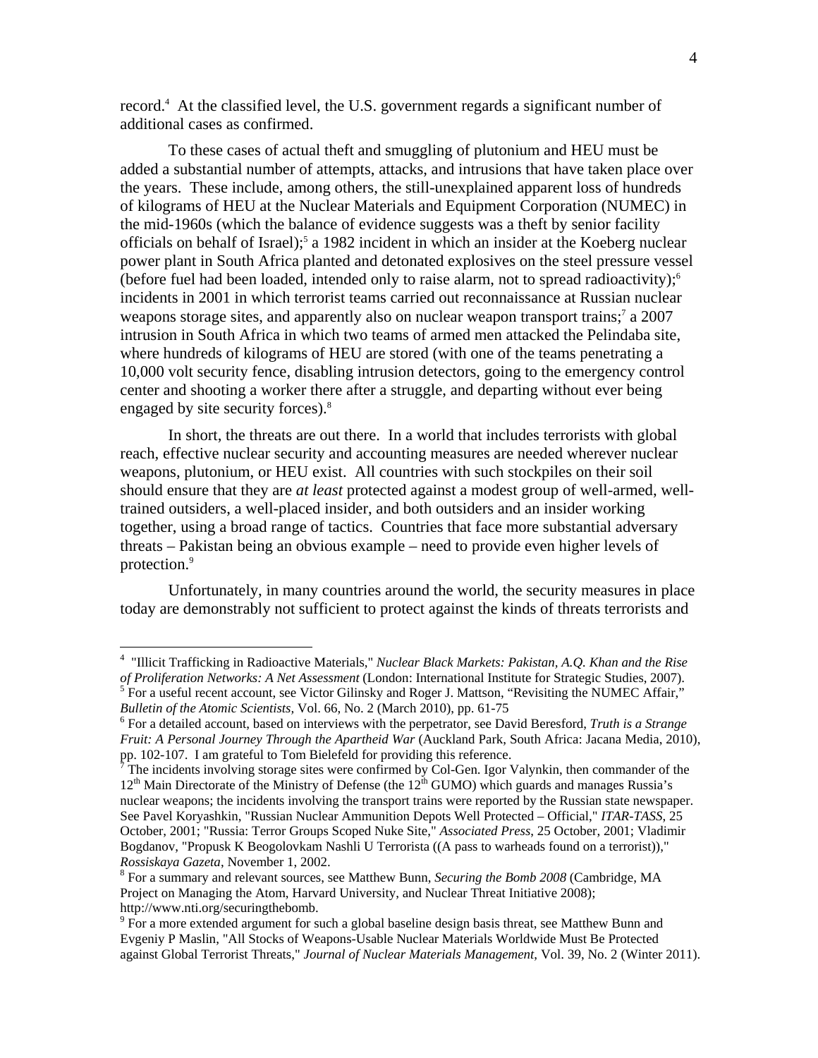record.[4] At the classified level, the U.S. government regards a significant number of additional cases as confirmed.

To these cases of actual theft and smuggling of plutonium and HEU must be added a substantial number of attempts, attacks, and intrusions that have taken place over the years. These include, among others, the still-unexplained apparent loss of hundreds of kilograms of HEU at the Nuclear Materials and Equipment Corporation (NUMEC) in the mid-1960s (which the balance of evidence suggests was a theft by senior facility officials on behalf of Israel);[5] a 1982 incident in which an insider at the Koeberg nuclear power plant in South Africa planted and detonated explosives on the steel pressure vessel (before fuel had been loaded, intended only to raise alarm, not to spread radioactivity);[6] incidents in 2001 in which terrorist teams carried out reconnaissance at Russian nuclear weapons storage sites, and apparently also on nuclear weapon transport trains;[7] a 2007 intrusion in South Africa in which two teams of armed men attacked the Pelindaba site, where hundreds of kilograms of HEU are stored (with one of the teams penetrating a 10,000 volt security fence, disabling intrusion detectors, going to the emergency control center and shooting a worker there after a struggle, and departing without ever being engaged by site security forces).[8]

In short, the threats are out there. In a world that includes terrorists with global reach, effective nuclear security and accounting measures are needed wherever nuclear weapons, plutonium, or HEU exist. All countries with such stockpiles on their soil should ensure that they are *at least* protected against a modest group of well-armed, well-trained outsiders, a well-placed insider, and both outsiders and an insider working together, using a broad range of tactics. Countries that face more substantial adversary threats – Pakistan being an obvious example – need to provide even higher levels of protection.[9]

Unfortunately, in many countries around the world, the security measures in place today are demonstrably not sufficient to protect against the kinds of threats terrorists and

---

[4] "Illicit Trafficking in Radioactive Materials," *Nuclear Black Markets: Pakistan, A.Q. Khan and the Rise of Proliferation Networks: A Net Assessment* (London: International Institute for Strategic Studies, 2007).

[5] For a useful recent account, see Victor Gilinsky and Roger J. Mattson, "Revisiting the NUMEC Affair," *Bulletin of the Atomic Scientists,* Vol. 66, No. 2 (March 2010), pp. 61-75

[6] For a detailed account, based on interviews with the perpetrator, see David Beresford, *Truth is a Strange Fruit: A Personal Journey Through the Apartheid War* (Auckland Park, South Africa: Jacana Media, 2010), pp. 102-107. I am grateful to Tom Bielefeld for providing this reference.

[7] The incidents involving storage sites were confirmed by Col-Gen. Igor Valynkin, then commander of the 12th Main Directorate of the Ministry of Defense (the 12th GUMO) which guards and manages Russia's nuclear weapons; the incidents involving the transport trains were reported by the Russian state newspaper. See Pavel Koryashkin, "Russian Nuclear Ammunition Depots Well Protected – Official," *ITAR-TASS*, 25 October, 2001; "Russia: Terror Groups Scoped Nuke Site," *Associated Press*, 25 October, 2001; Vladimir Bogdanov, "Propusk K Beogolovkam Nashli U Terrorista ((A pass to warheads found on a terrorist))," *Rossiskaya Gazeta*, November 1, 2002.

[8] For a summary and relevant sources, see Matthew Bunn, *Securing the Bomb 2008* (Cambridge, MA Project on Managing the Atom, Harvard University, and Nuclear Threat Initiative 2008); http://www.nti.org/securingthebomb.

[9] For a more extended argument for such a global baseline design basis threat, see Matthew Bunn and Evgeniy P Maslin, "All Stocks of Weapons-Usable Nuclear Materials Worldwide Must Be Protected against Global Terrorist Threats," *Journal of Nuclear Materials Management*, Vol. 39, No. 2 (Winter 2011).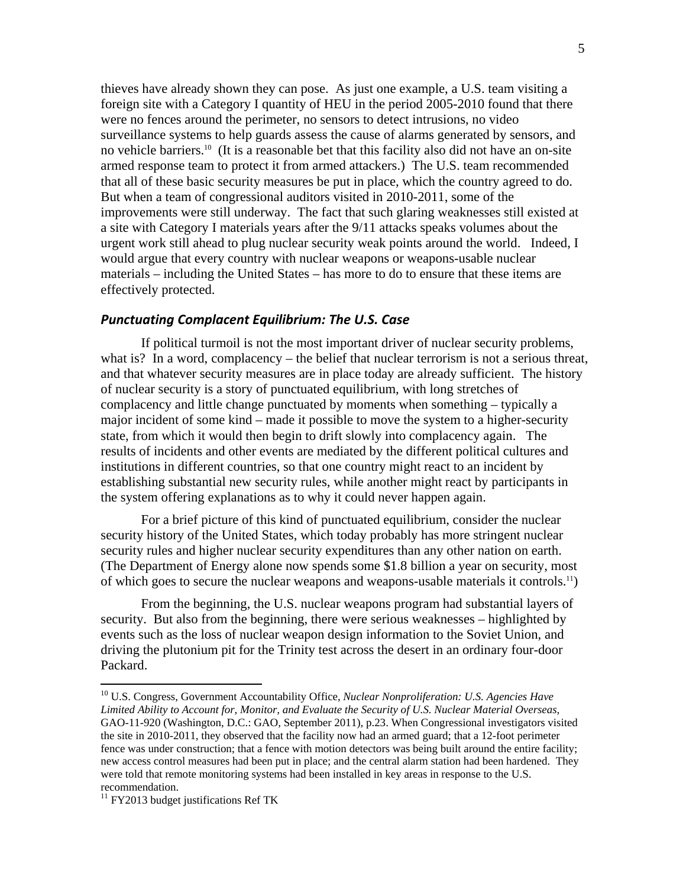thieves have already shown they can pose. As just one example, a U.S. team visiting a foreign site with a Category I quantity of HEU in the period 2005-2010 found that there were no fences around the perimeter, no sensors to detect intrusions, no video surveillance systems to help guards assess the cause of alarms generated by sensors, and no vehicle barriers.[10] (It is a reasonable bet that this facility also did not have an on-site armed response team to protect it from armed attackers.) The U.S. team recommended that all of these basic security measures be put in place, which the country agreed to do. But when a team of congressional auditors visited in 2010-2011, some of the improvements were still underway. The fact that such glaring weaknesses still existed at a site with Category I materials years after the 9/11 attacks speaks volumes about the urgent work still ahead to plug nuclear security weak points around the world. Indeed, I would argue that every country with nuclear weapons or weapons-usable nuclear materials – including the United States – has more to do to ensure that these items are effectively protected.

### *Punctuating Complacent Equilibrium: The U.S. Case*

If political turmoil is not the most important driver of nuclear security problems, what is? In a word, complacency – the belief that nuclear terrorism is not a serious threat, and that whatever security measures are in place today are already sufficient. The history of nuclear security is a story of punctuated equilibrium, with long stretches of complacency and little change punctuated by moments when something – typically a major incident of some kind – made it possible to move the system to a higher-security state, from which it would then begin to drift slowly into complacency again. The results of incidents and other events are mediated by the different political cultures and institutions in different countries, so that one country might react to an incident by establishing substantial new security rules, while another might react by participants in the system offering explanations as to why it could never happen again.

For a brief picture of this kind of punctuated equilibrium, consider the nuclear security history of the United States, which today probably has more stringent nuclear security rules and higher nuclear security expenditures than any other nation on earth. (The Department of Energy alone now spends some $1.8 billion a year on security, most of which goes to secure the nuclear weapons and weapons-usable materials it controls.[11])

From the beginning, the U.S. nuclear weapons program had substantial layers of security. But also from the beginning, there were serious weaknesses – highlighted by events such as the loss of nuclear weapon design information to the Soviet Union, and driving the plutonium pit for the Trinity test across the desert in an ordinary four-door Packard.

---

[10] U.S. Congress, Government Accountability Office, *Nuclear Nonproliferation: U.S. Agencies Have Limited Ability to Account for, Monitor, and Evaluate the Security of U.S. Nuclear Material Overseas,* GAO-11-920 (Washington, D.C.: GAO, September 2011), p.23. When Congressional investigators visited the site in 2010-2011, they observed that the facility now had an armed guard; that a 12-foot perimeter fence was under construction; that a fence with motion detectors was being built around the entire facility; new access control measures had been put in place; and the central alarm station had been hardened. They were told that remote monitoring systems had been installed in key areas in response to the U.S. recommendation.

[11] FY2013 budget justifications Ref TK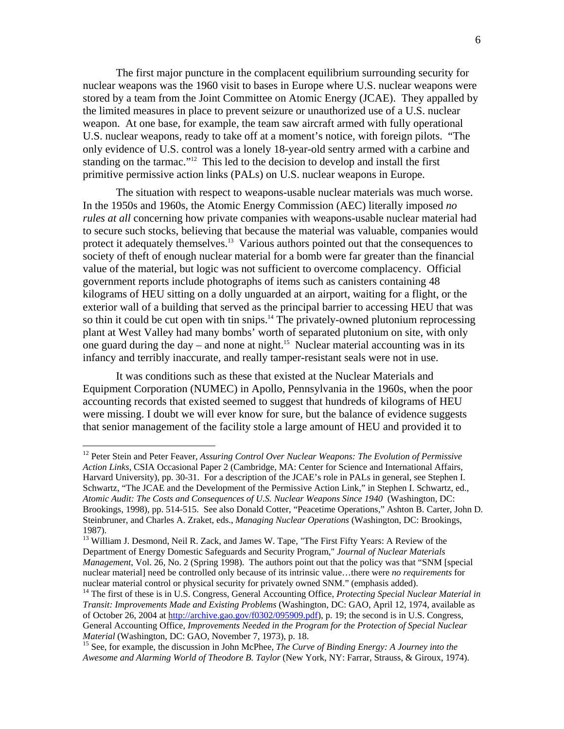The first major puncture in the complacent equilibrium surrounding security for nuclear weapons was the 1960 visit to bases in Europe where U.S. nuclear weapons were stored by a team from the Joint Committee on Atomic Energy (JCAE). They appalled by the limited measures in place to prevent seizure or unauthorized use of a U.S. nuclear weapon. At one base, for example, the team saw aircraft armed with fully operational U.S. nuclear weapons, ready to take off at a moment's notice, with foreign pilots. "The only evidence of U.S. control was a lonely 18-year-old sentry armed with a carbine and standing on the tarmac."[12] This led to the decision to develop and install the first primitive permissive action links (PALs) on U.S. nuclear weapons in Europe.

The situation with respect to weapons-usable nuclear materials was much worse. In the 1950s and 1960s, the Atomic Energy Commission (AEC) literally imposed *no rules at all* concerning how private companies with weapons-usable nuclear material had to secure such stocks, believing that because the material was valuable, companies would protect it adequately themselves.[13] Various authors pointed out that the consequences to society of theft of enough nuclear material for a bomb were far greater than the financial value of the material, but logic was not sufficient to overcome complacency. Official government reports include photographs of items such as canisters containing 48 kilograms of HEU sitting on a dolly unguarded at an airport, waiting for a flight, or the exterior wall of a building that served as the principal barrier to accessing HEU that was so thin it could be cut open with tin snips.[14] The privately-owned plutonium reprocessing plant at West Valley had many bombs' worth of separated plutonium on site, with only one guard during the day – and none at night.[15] Nuclear material accounting was in its infancy and terribly inaccurate, and really tamper-resistant seals were not in use.

It was conditions such as these that existed at the Nuclear Materials and Equipment Corporation (NUMEC) in Apollo, Pennsylvania in the 1960s, when the poor accounting records that existed seemed to suggest that hundreds of kilograms of HEU were missing. I doubt we will ever know for sure, but the balance of evidence suggests that senior management of the facility stole a large amount of HEU and provided it to

---

[12] Peter Stein and Peter Feaver, *Assuring Control Over Nuclear Weapons: The Evolution of Permissive Action Links*, CSIA Occasional Paper 2 (Cambridge, MA: Center for Science and International Affairs, Harvard University), pp. 30-31. For a description of the JCAE's role in PALs in general, see Stephen I. Schwartz, "The JCAE and the Development of the Permissive Action Link," in Stephen I. Schwartz, ed., *Atomic Audit: The Costs and Consequences of U.S. Nuclear Weapons Since 1940* (Washington, DC: Brookings, 1998), pp. 514-515. See also Donald Cotter, "Peacetime Operations," Ashton B. Carter, John D. Steinbruner, and Charles A. Zraket, eds., *Managing Nuclear Operations* (Washington, DC: Brookings, 1987).

[13] William J. Desmond, Neil R. Zack, and James W. Tape, "The First Fifty Years: A Review of the Department of Energy Domestic Safeguards and Security Program," *Journal of Nuclear Materials Management*, Vol. 26, No. 2 (Spring 1998). The authors point out that the policy was that "SNM [special nuclear material] need be controlled only because of its intrinsic value…there were *no requirements* for nuclear material control or physical security for privately owned SNM." (emphasis added).

[14] The first of these is in U.S. Congress, General Accounting Office, *Protecting Special Nuclear Material in Transit: Improvements Made and Existing Problems* (Washington, DC: GAO, April 12, 1974, available as of October 26, 2004 at http://archive.gao.gov/f0302/095909.pdf), p. 19; the second is in U.S. Congress, General Accounting Office, *Improvements Needed in the Program for the Protection of Special Nuclear Material* (Washington, DC: GAO, November 7, 1973), p. 18.

[15] See, for example, the discussion in John McPhee, *The Curve of Binding Energy: A Journey into the Awesome and Alarming World of Theodore B. Taylor* (New York, NY: Farrar, Strauss, & Giroux, 1974).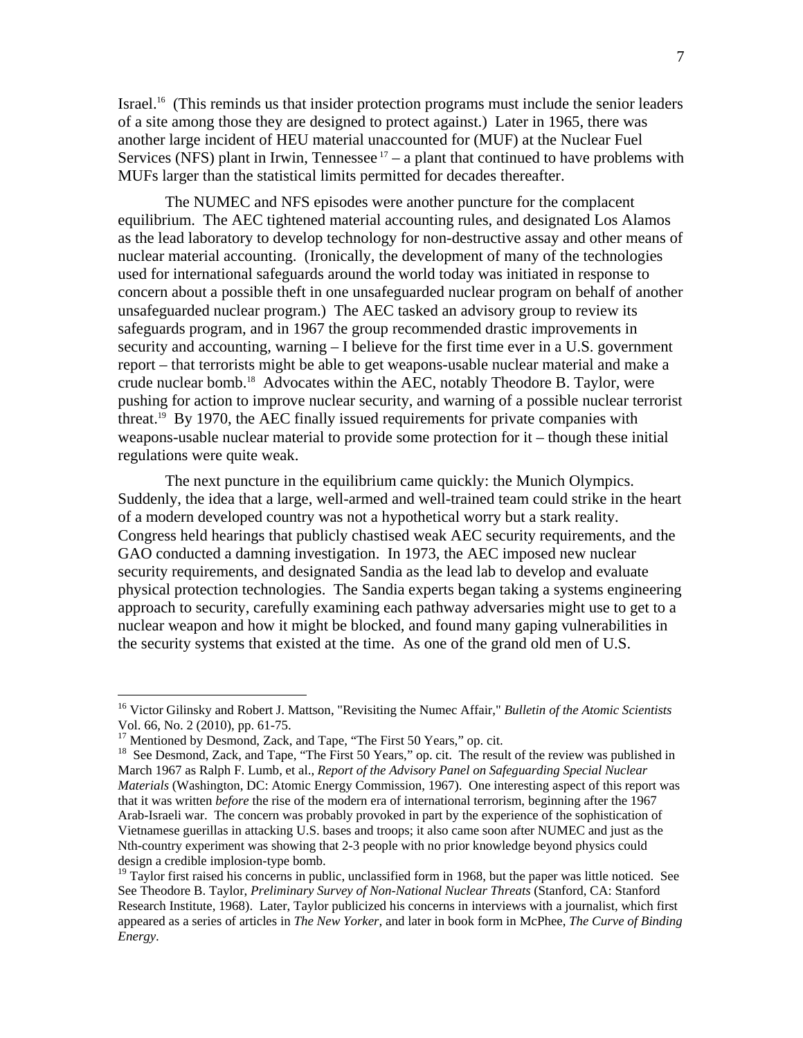Israel.[16] (This reminds us that insider protection programs must include the senior leaders of a site among those they are designed to protect against.) Later in 1965, there was another large incident of HEU material unaccounted for (MUF) at the Nuclear Fuel Services (NFS) plant in Irwin, Tennessee [17] – a plant that continued to have problems with MUFs larger than the statistical limits permitted for decades thereafter.

The NUMEC and NFS episodes were another puncture for the complacent equilibrium. The AEC tightened material accounting rules, and designated Los Alamos as the lead laboratory to develop technology for non-destructive assay and other means of nuclear material accounting. (Ironically, the development of many of the technologies used for international safeguards around the world today was initiated in response to concern about a possible theft in one unsafeguarded nuclear program on behalf of another unsafeguarded nuclear program.) The AEC tasked an advisory group to review its safeguards program, and in 1967 the group recommended drastic improvements in security and accounting, warning – I believe for the first time ever in a U.S. government report – that terrorists might be able to get weapons-usable nuclear material and make a crude nuclear bomb.[18] Advocates within the AEC, notably Theodore B. Taylor, were pushing for action to improve nuclear security, and warning of a possible nuclear terrorist threat.[19] By 1970, the AEC finally issued requirements for private companies with weapons-usable nuclear material to provide some protection for it – though these initial regulations were quite weak.

The next puncture in the equilibrium came quickly: the Munich Olympics. Suddenly, the idea that a large, well-armed and well-trained team could strike in the heart of a modern developed country was not a hypothetical worry but a stark reality. Congress held hearings that publicly chastised weak AEC security requirements, and the GAO conducted a damning investigation. In 1973, the AEC imposed new nuclear security requirements, and designated Sandia as the lead lab to develop and evaluate physical protection technologies. The Sandia experts began taking a systems engineering approach to security, carefully examining each pathway adversaries might use to get to a nuclear weapon and how it might be blocked, and found many gaping vulnerabilities in the security systems that existed at the time. As one of the grand old men of U.S.

---

[16] Victor Gilinsky and Robert J. Mattson, "Revisiting the Numec Affair," *Bulletin of the Atomic Scientists* Vol. 66, No. 2 (2010), pp. 61-75.

[17] Mentioned by Desmond, Zack, and Tape, "The First 50 Years," op. cit.

[18] See Desmond, Zack, and Tape, "The First 50 Years," op. cit. The result of the review was published in March 1967 as Ralph F. Lumb, et al., *Report of the Advisory Panel on Safeguarding Special Nuclear Materials* (Washington, DC: Atomic Energy Commission, 1967). One interesting aspect of this report was that it was written *before* the rise of the modern era of international terrorism, beginning after the 1967 Arab-Israeli war. The concern was probably provoked in part by the experience of the sophistication of Vietnamese guerillas in attacking U.S. bases and troops; it also came soon after NUMEC and just as the Nth-country experiment was showing that 2-3 people with no prior knowledge beyond physics could design a credible implosion-type bomb.

[19] Taylor first raised his concerns in public, unclassified form in 1968, but the paper was little noticed. See See Theodore B. Taylor, *Preliminary Survey of Non-National Nuclear Threats* (Stanford, CA: Stanford Research Institute, 1968). Later, Taylor publicized his concerns in interviews with a journalist, which first appeared as a series of articles in *The New Yorker,* and later in book form in McPhee, *The Curve of Binding Energy*.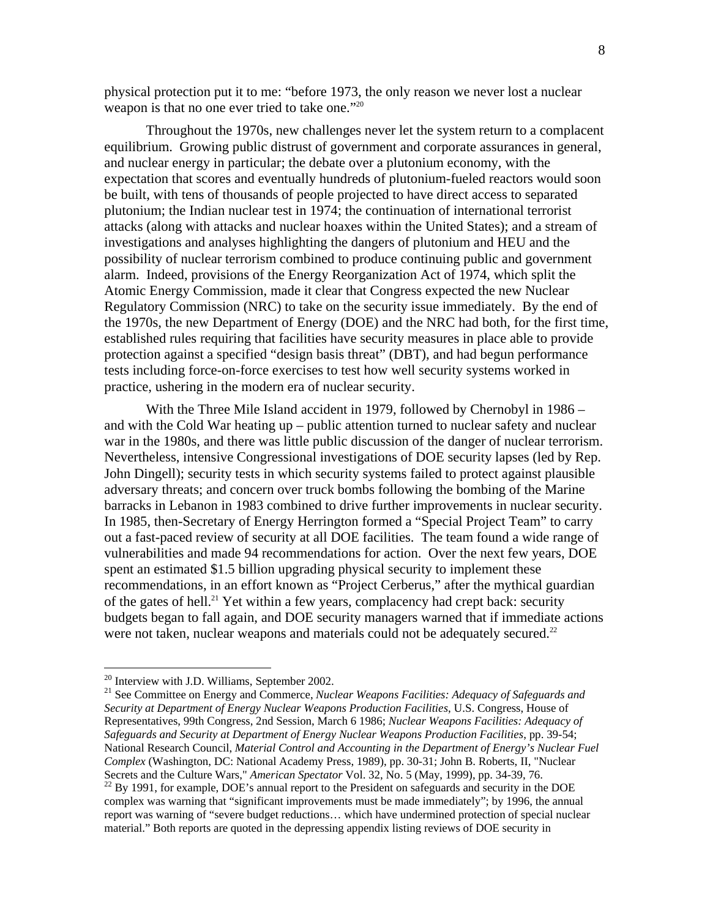physical protection put it to me: "before 1973, the only reason we never lost a nuclear weapon is that no one ever tried to take one."[20]

Throughout the 1970s, new challenges never let the system return to a complacent equilibrium. Growing public distrust of government and corporate assurances in general, and nuclear energy in particular; the debate over a plutonium economy, with the expectation that scores and eventually hundreds of plutonium-fueled reactors would soon be built, with tens of thousands of people projected to have direct access to separated plutonium; the Indian nuclear test in 1974; the continuation of international terrorist attacks (along with attacks and nuclear hoaxes within the United States); and a stream of investigations and analyses highlighting the dangers of plutonium and HEU and the possibility of nuclear terrorism combined to produce continuing public and government alarm. Indeed, provisions of the Energy Reorganization Act of 1974, which split the Atomic Energy Commission, made it clear that Congress expected the new Nuclear Regulatory Commission (NRC) to take on the security issue immediately. By the end of the 1970s, the new Department of Energy (DOE) and the NRC had both, for the first time, established rules requiring that facilities have security measures in place able to provide protection against a specified "design basis threat" (DBT), and had begun performance tests including force-on-force exercises to test how well security systems worked in practice, ushering in the modern era of nuclear security.

With the Three Mile Island accident in 1979, followed by Chernobyl in 1986 – and with the Cold War heating up – public attention turned to nuclear safety and nuclear war in the 1980s, and there was little public discussion of the danger of nuclear terrorism. Nevertheless, intensive Congressional investigations of DOE security lapses (led by Rep. John Dingell); security tests in which security systems failed to protect against plausible adversary threats; and concern over truck bombs following the bombing of the Marine barracks in Lebanon in 1983 combined to drive further improvements in nuclear security. In 1985, then-Secretary of Energy Herrington formed a "Special Project Team" to carry out a fast-paced review of security at all DOE facilities. The team found a wide range of vulnerabilities and made 94 recommendations for action. Over the next few years, DOE spent an estimated $1.5 billion upgrading physical security to implement these recommendations, in an effort known as "Project Cerberus," after the mythical guardian of the gates of hell.[21] Yet within a few years, complacency had crept back: security budgets began to fall again, and DOE security managers warned that if immediate actions were not taken, nuclear weapons and materials could not be adequately secured.[22]

---

[20] Interview with J.D. Williams, September 2002.

[21] See Committee on Energy and Commerce, *Nuclear Weapons Facilities: Adequacy of Safeguards and Security at Department of Energy Nuclear Weapons Production Facilities*, U.S. Congress, House of Representatives, 99th Congress, 2nd Session, March 6 1986; *Nuclear Weapons Facilities: Adequacy of Safeguards and Security at Department of Energy Nuclear Weapons Production Facilities*, pp. 39-54; National Research Council, *Material Control and Accounting in the Department of Energy's Nuclear Fuel Complex* (Washington, DC: National Academy Press, 1989), pp. 30-31; John B. Roberts, II, "Nuclear Secrets and the Culture Wars," *American Spectator* Vol. 32, No. 5 (May, 1999), pp. 34-39, 76.

[22] By 1991, for example, DOE's annual report to the President on safeguards and security in the DOE complex was warning that "significant improvements must be made immediately"; by 1996, the annual report was warning of "severe budget reductions… which have undermined protection of special nuclear material." Both reports are quoted in the depressing appendix listing reviews of DOE security in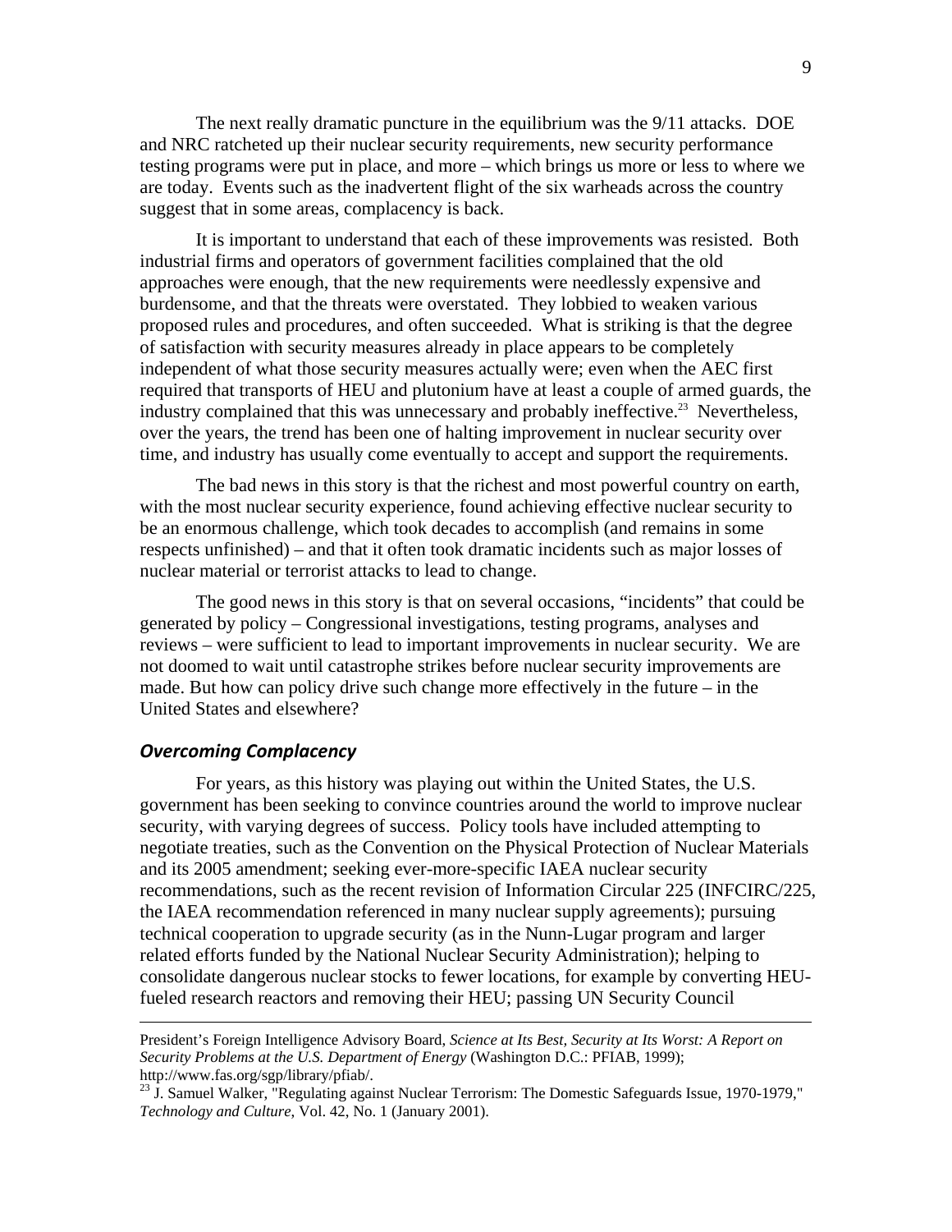The next really dramatic puncture in the equilibrium was the 9/11 attacks. DOE and NRC ratcheted up their nuclear security requirements, new security performance testing programs were put in place, and more – which brings us more or less to where we are today. Events such as the inadvertent flight of the six warheads across the country suggest that in some areas, complacency is back.

It is important to understand that each of these improvements was resisted. Both industrial firms and operators of government facilities complained that the old approaches were enough, that the new requirements were needlessly expensive and burdensome, and that the threats were overstated. They lobbied to weaken various proposed rules and procedures, and often succeeded. What is striking is that the degree of satisfaction with security measures already in place appears to be completely independent of what those security measures actually were; even when the AEC first required that transports of HEU and plutonium have at least a couple of armed guards, the industry complained that this was unnecessary and probably ineffective.[23] Nevertheless, over the years, the trend has been one of halting improvement in nuclear security over time, and industry has usually come eventually to accept and support the requirements.

The bad news in this story is that the richest and most powerful country on earth, with the most nuclear security experience, found achieving effective nuclear security to be an enormous challenge, which took decades to accomplish (and remains in some respects unfinished) – and that it often took dramatic incidents such as major losses of nuclear material or terrorist attacks to lead to change.

The good news in this story is that on several occasions, "incidents" that could be generated by policy – Congressional investigations, testing programs, analyses and reviews – were sufficient to lead to important improvements in nuclear security. We are not doomed to wait until catastrophe strikes before nuclear security improvements are made. But how can policy drive such change more effectively in the future – in the United States and elsewhere?

### *Overcoming Complacency*

For years, as this history was playing out within the United States, the U.S. government has been seeking to convince countries around the world to improve nuclear security, with varying degrees of success. Policy tools have included attempting to negotiate treaties, such as the Convention on the Physical Protection of Nuclear Materials and its 2005 amendment; seeking ever-more-specific IAEA nuclear security recommendations, such as the recent revision of Information Circular 225 (INFCIRC/225, the IAEA recommendation referenced in many nuclear supply agreements); pursuing technical cooperation to upgrade security (as in the Nunn-Lugar program and larger related efforts funded by the National Nuclear Security Administration); helping to consolidate dangerous nuclear stocks to fewer locations, for example by converting HEU-fueled research reactors and removing their HEU; passing UN Security Council

---

President's Foreign Intelligence Advisory Board, *Science at Its Best, Security at Its Worst: A Report on Security Problems at the U.S. Department of Energy* (Washington D.C.: PFIAB, 1999); http://www.fas.org/sgp/library/pfiab/.

[23] J. Samuel Walker, "Regulating against Nuclear Terrorism: The Domestic Safeguards Issue, 1970-1979," *Technology and Culture*, Vol. 42, No. 1 (January 2001).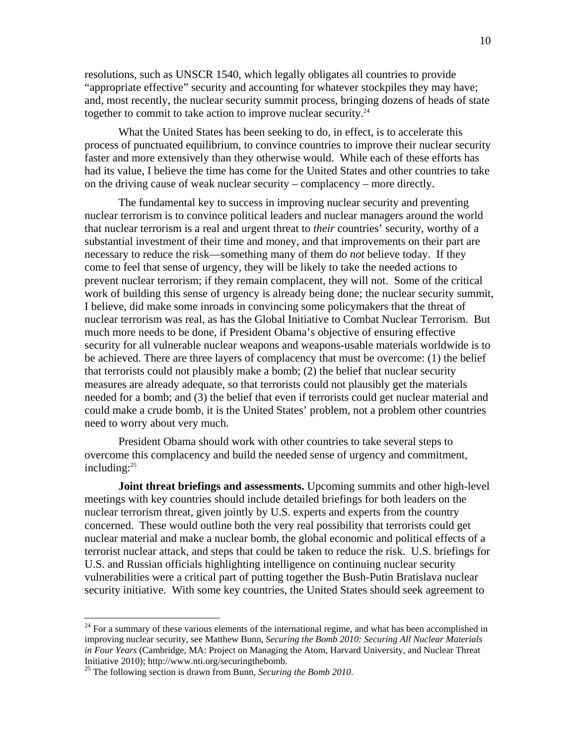resolutions, such as UNSCR 1540, which legally obligates all countries to provide "appropriate effective" security and accounting for whatever stockpiles they may have; and, most recently, the nuclear security summit process, bringing dozens of heads of state together to commit to take action to improve nuclear security.[24]

What the United States has been seeking to do, in effect, is to accelerate this process of punctuated equilibrium, to convince countries to improve their nuclear security faster and more extensively than they otherwise would. While each of these efforts has had its value, I believe the time has come for the United States and other countries to take on the driving cause of weak nuclear security – complacency – more directly.

The fundamental key to success in improving nuclear security and preventing nuclear terrorism is to convince political leaders and nuclear managers around the world that nuclear terrorism is a real and urgent threat to *their* countries' security, worthy of a substantial investment of their time and money, and that improvements on their part are necessary to reduce the risk—something many of them do *not* believe today. If they come to feel that sense of urgency, they will be likely to take the needed actions to prevent nuclear terrorism; if they remain complacent, they will not. Some of the critical work of building this sense of urgency is already being done; the nuclear security summit, I believe, did make some inroads in convincing some policymakers that the threat of nuclear terrorism was real, as has the Global Initiative to Combat Nuclear Terrorism. But much more needs to be done, if President Obama's objective of ensuring effective security for all vulnerable nuclear weapons and weapons-usable materials worldwide is to be achieved. There are three layers of complacency that must be overcome: (1) the belief that terrorists could not plausibly make a bomb; (2) the belief that nuclear security measures are already adequate, so that terrorists could not plausibly get the materials needed for a bomb; and (3) the belief that even if terrorists could get nuclear material and could make a crude bomb, it is the United States' problem, not a problem other countries need to worry about very much.

President Obama should work with other countries to take several steps to overcome this complacency and build the needed sense of urgency and commitment, including:[25]

**Joint threat briefings and assessments.** Upcoming summits and other high-level meetings with key countries should include detailed briefings for both leaders on the nuclear terrorism threat, given jointly by U.S. experts and experts from the country concerned. These would outline both the very real possibility that terrorists could get nuclear material and make a nuclear bomb, the global economic and political effects of a terrorist nuclear attack, and steps that could be taken to reduce the risk. U.S. briefings for U.S. and Russian officials highlighting intelligence on continuing nuclear security vulnerabilities were a critical part of putting together the Bush-Putin Bratislava nuclear security initiative. With some key countries, the United States should seek agreement to

---

[24] For a summary of these various elements of the international regime, and what has been accomplished in improving nuclear security, see Matthew Bunn, *Securing the Bomb 2010: Securing All Nuclear Materials in Four Years* (Cambridge, MA: Project on Managing the Atom, Harvard University, and Nuclear Threat Initiative 2010); http://www.nti.org/securingthebomb.

[25] The following section is drawn from Bunn, *Securing the Bomb 2010*.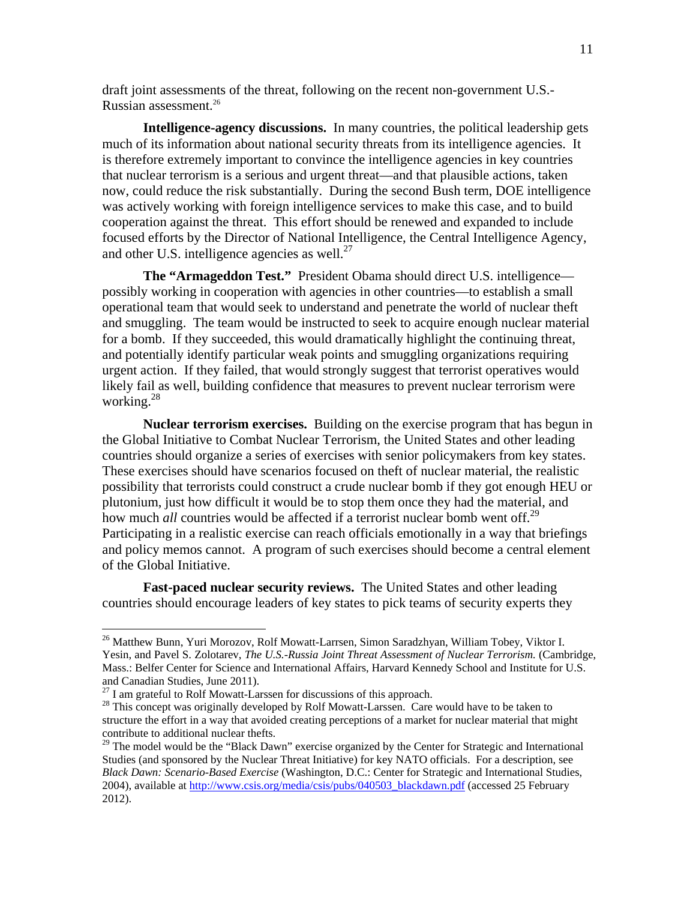draft joint assessments of the threat, following on the recent non-government U.S.-Russian assessment.[26]

**Intelligence-agency discussions.** In many countries, the political leadership gets much of its information about national security threats from its intelligence agencies. It is therefore extremely important to convince the intelligence agencies in key countries that nuclear terrorism is a serious and urgent threat—and that plausible actions, taken now, could reduce the risk substantially. During the second Bush term, DOE intelligence was actively working with foreign intelligence services to make this case, and to build cooperation against the threat. This effort should be renewed and expanded to include focused efforts by the Director of National Intelligence, the Central Intelligence Agency, and other U.S. intelligence agencies as well.[27]

**The "Armageddon Test."** President Obama should direct U.S. intelligence—possibly working in cooperation with agencies in other countries—to establish a small operational team that would seek to understand and penetrate the world of nuclear theft and smuggling. The team would be instructed to seek to acquire enough nuclear material for a bomb. If they succeeded, this would dramatically highlight the continuing threat, and potentially identify particular weak points and smuggling organizations requiring urgent action. If they failed, that would strongly suggest that terrorist operatives would likely fail as well, building confidence that measures to prevent nuclear terrorism were working.[28]

**Nuclear terrorism exercises.** Building on the exercise program that has begun in the Global Initiative to Combat Nuclear Terrorism, the United States and other leading countries should organize a series of exercises with senior policymakers from key states. These exercises should have scenarios focused on theft of nuclear material, the realistic possibility that terrorists could construct a crude nuclear bomb if they got enough HEU or plutonium, just how difficult it would be to stop them once they had the material, and how much *all* countries would be affected if a terrorist nuclear bomb went off.[29] Participating in a realistic exercise can reach officials emotionally in a way that briefings and policy memos cannot. A program of such exercises should become a central element of the Global Initiative.

**Fast-paced nuclear security reviews.** The United States and other leading countries should encourage leaders of key states to pick teams of security experts they

---

[26] Matthew Bunn, Yuri Morozov, Rolf Mowatt-Larrsen, Simon Saradzhyan, William Tobey, Viktor I. Yesin, and Pavel S. Zolotarev, *The U.S.-Russia Joint Threat Assessment of Nuclear Terrorism.* (Cambridge, Mass.: Belfer Center for Science and International Affairs, Harvard Kennedy School and Institute for U.S. and Canadian Studies, June 2011).

[27] I am grateful to Rolf Mowatt-Larssen for discussions of this approach.

[28] This concept was originally developed by Rolf Mowatt-Larssen. Care would have to be taken to structure the effort in a way that avoided creating perceptions of a market for nuclear material that might contribute to additional nuclear thefts.

[29] The model would be the "Black Dawn" exercise organized by the Center for Strategic and International Studies (and sponsored by the Nuclear Threat Initiative) for key NATO officials. For a description, see *Black Dawn: Scenario-Based Exercise* (Washington, D.C.: Center for Strategic and International Studies, 2004), available at http://www.csis.org/media/csis/pubs/040503_blackdawn.pdf (accessed 25 February 2012).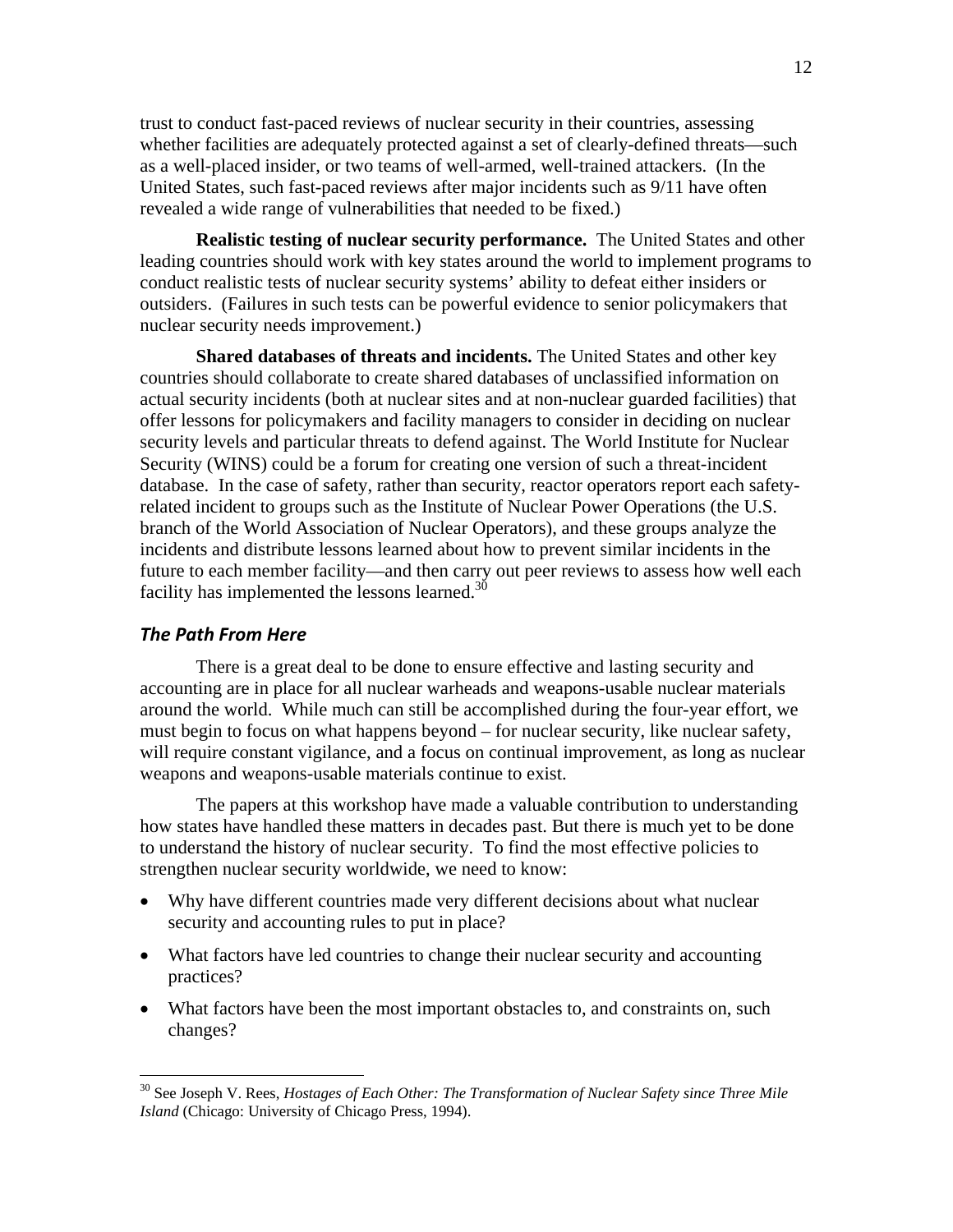trust to conduct fast-paced reviews of nuclear security in their countries, assessing whether facilities are adequately protected against a set of clearly-defined threats—such as a well-placed insider, or two teams of well-armed, well-trained attackers. (In the United States, such fast-paced reviews after major incidents such as 9/11 have often revealed a wide range of vulnerabilities that needed to be fixed.)

**Realistic testing of nuclear security performance.** The United States and other leading countries should work with key states around the world to implement programs to conduct realistic tests of nuclear security systems' ability to defeat either insiders or outsiders. (Failures in such tests can be powerful evidence to senior policymakers that nuclear security needs improvement.)

**Shared databases of threats and incidents.** The United States and other key countries should collaborate to create shared databases of unclassified information on actual security incidents (both at nuclear sites and at non-nuclear guarded facilities) that offer lessons for policymakers and facility managers to consider in deciding on nuclear security levels and particular threats to defend against. The World Institute for Nuclear Security (WINS) could be a forum for creating one version of such a threat-incident database. In the case of safety, rather than security, reactor operators report each safety-related incident to groups such as the Institute of Nuclear Power Operations (the U.S. branch of the World Association of Nuclear Operators), and these groups analyze the incidents and distribute lessons learned about how to prevent similar incidents in the future to each member facility—and then carry out peer reviews to assess how well each facility has implemented the lessons learned.[30]

### *The Path From Here*

There is a great deal to be done to ensure effective and lasting security and accounting are in place for all nuclear warheads and weapons-usable nuclear materials around the world. While much can still be accomplished during the four-year effort, we must begin to focus on what happens beyond – for nuclear security, like nuclear safety, will require constant vigilance, and a focus on continual improvement, as long as nuclear weapons and weapons-usable materials continue to exist.

The papers at this workshop have made a valuable contribution to understanding how states have handled these matters in decades past. But there is much yet to be done to understand the history of nuclear security. To find the most effective policies to strengthen nuclear security worldwide, we need to know:

- Why have different countries made very different decisions about what nuclear security and accounting rules to put in place?
- What factors have led countries to change their nuclear security and accounting practices?
- What factors have been the most important obstacles to, and constraints on, such changes?

---

[30] See Joseph V. Rees, *Hostages of Each Other: The Transformation of Nuclear Safety since Three Mile Island* (Chicago: University of Chicago Press, 1994).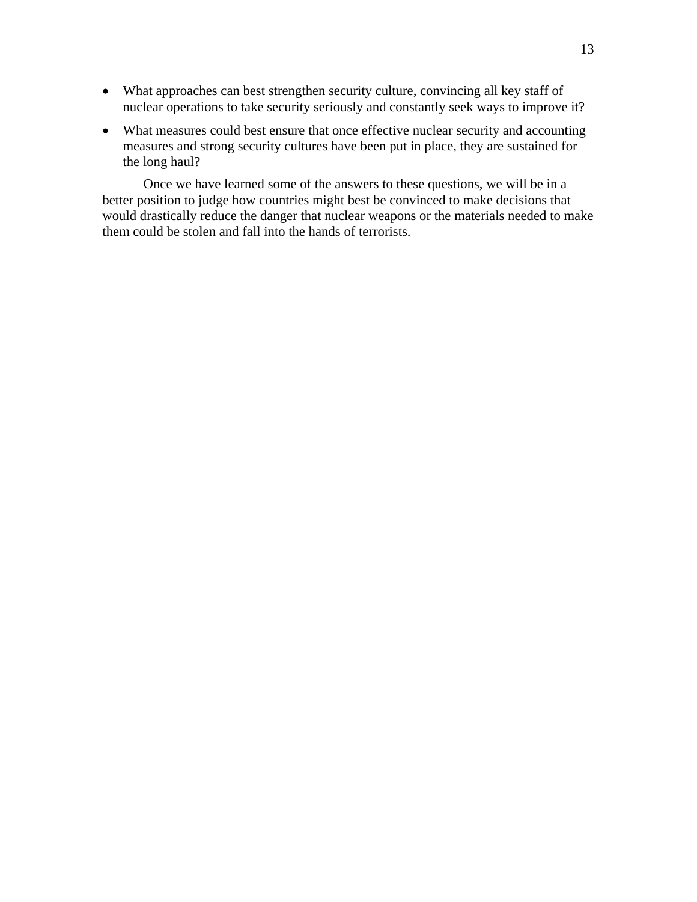- What approaches can best strengthen security culture, convincing all key staff of nuclear operations to take security seriously and constantly seek ways to improve it?
- What measures could best ensure that once effective nuclear security and accounting measures and strong security cultures have been put in place, they are sustained for the long haul?

Once we have learned some of the answers to these questions, we will be in a better position to judge how countries might best be convinced to make decisions that would drastically reduce the danger that nuclear weapons or the materials needed to make them could be stolen and fall into the hands of terrorists.